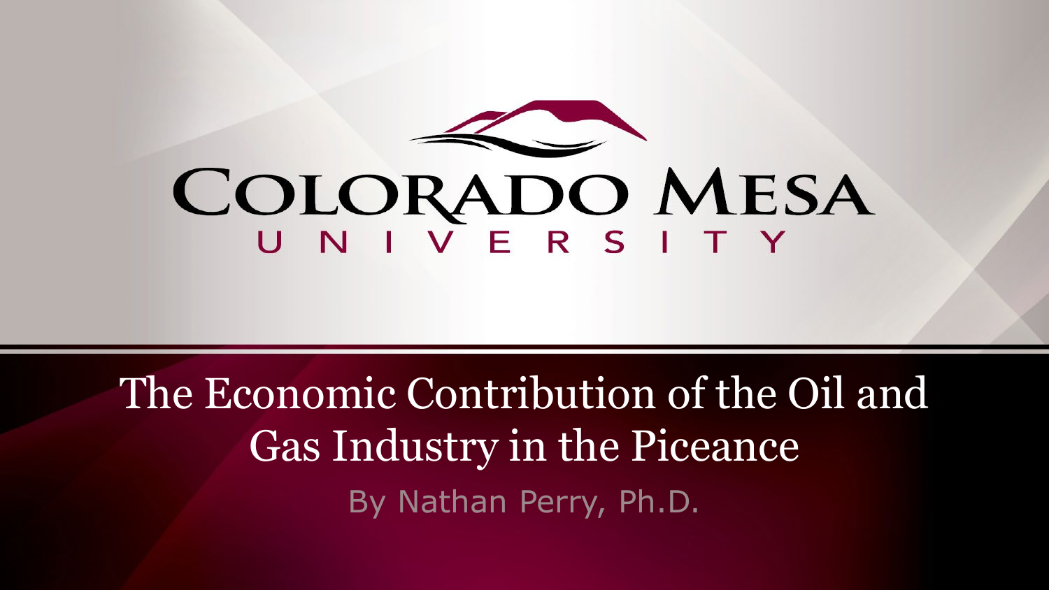Colorado Mesa University

# The Economic Contribution of the Oil and Gas Industry in the Piceance

By Nathan Perry, Ph.D.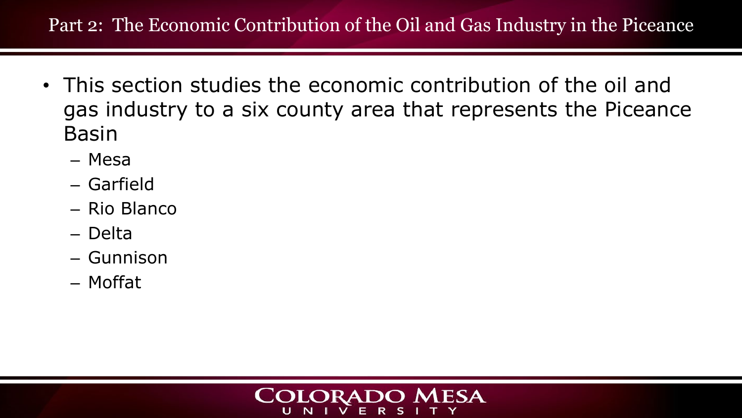# Part 2: The Economic Contribution of the Oil and Gas Industry in the Piceance

- This section studies the economic contribution of the oil and gas industry to a six county area that represents the Piceance Basin
  - Mesa
  - Garfield
  - Rio Blanco
  - Delta
  - Gunnison
  - Moffat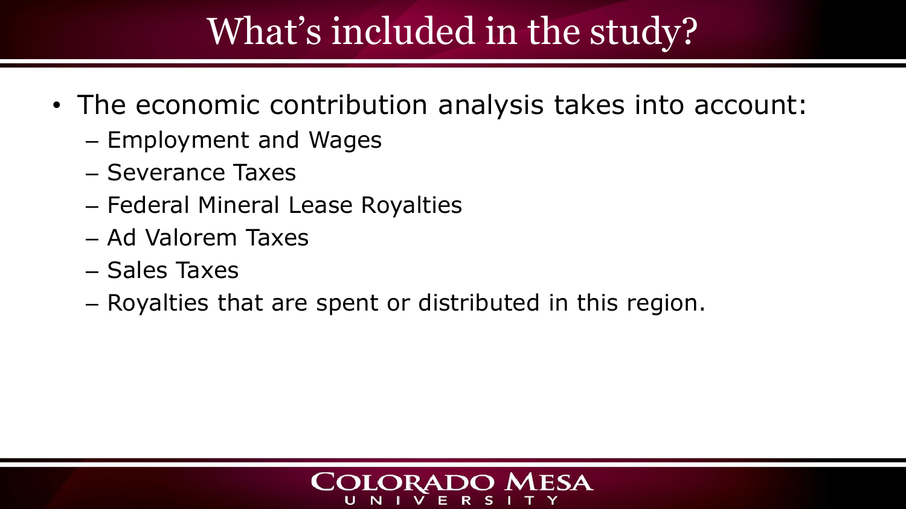# What's included in the study?

- The economic contribution analysis takes into account:
  - Employment and Wages
  - Severance Taxes
  - Federal Mineral Lease Royalties
  - Ad Valorem Taxes
  - Sales Taxes
  - Royalties that are spent or distributed in this region.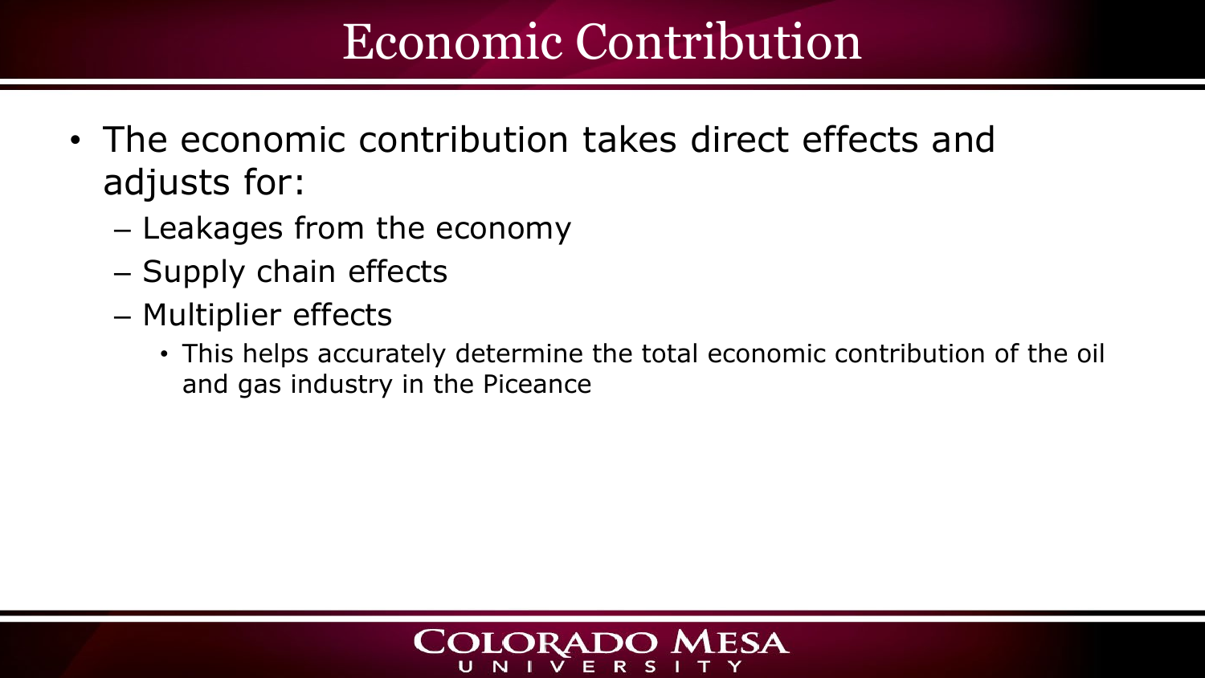# Economic Contribution

- The economic contribution takes direct effects and adjusts for:
  - Leakages from the economy
  - Supply chain effects
  - Multiplier effects
    - This helps accurately determine the total economic contribution of the oil and gas industry in the Piceance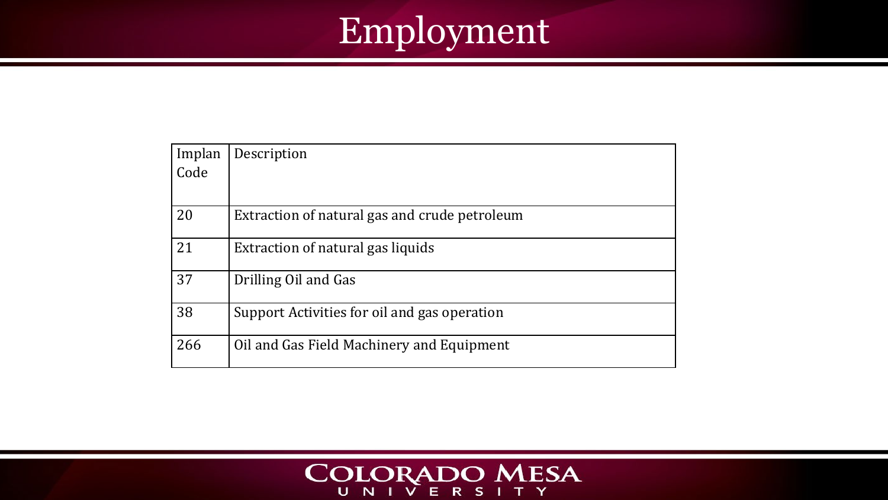# Employment

| Implan Code | Description |
| --- | --- |
| 20 | Extraction of natural gas and crude petroleum |
| 21 | Extraction of natural gas liquids |
| 37 | Drilling Oil and Gas |
| 38 | Support Activities for oil and gas operation |
| 266 | Oil and Gas Field Machinery and Equipment |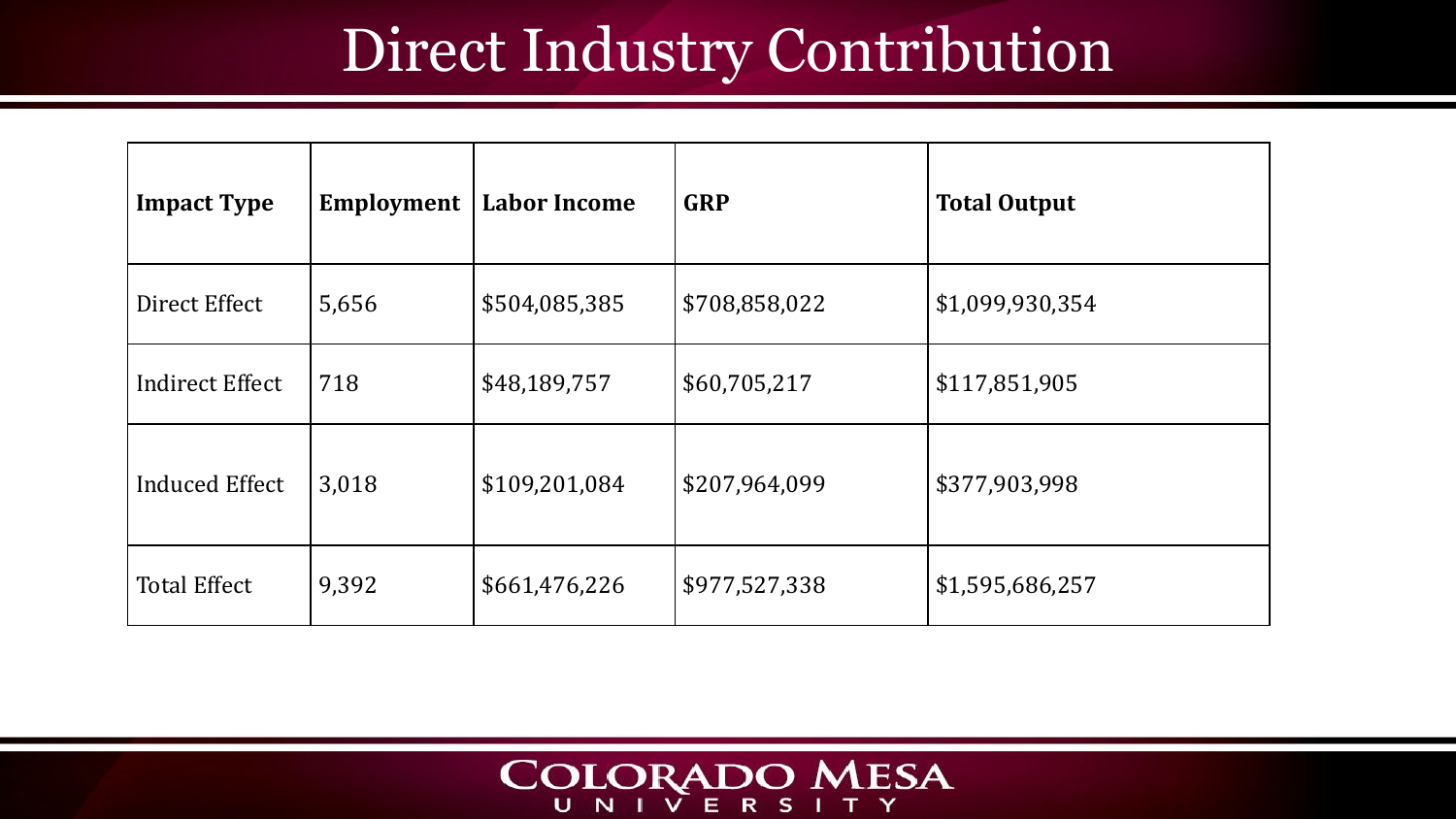# Direct Industry Contribution

| Impact Type | Employment | Labor Income | GRP | Total Output |
|---|---|---|---|---|
| Direct Effect | 5,656 | $504,085,385 | $708,858,022 | $1,099,930,354 |
| Indirect Effect | 718 | $48,189,757 | $60,705,217 | $117,851,905 |
| Induced Effect | 3,018 | $109,201,084 | $207,964,099 | $377,903,998 |
| Total Effect | 9,392 | $661,476,226 | $977,527,338 | $1,595,686,257 |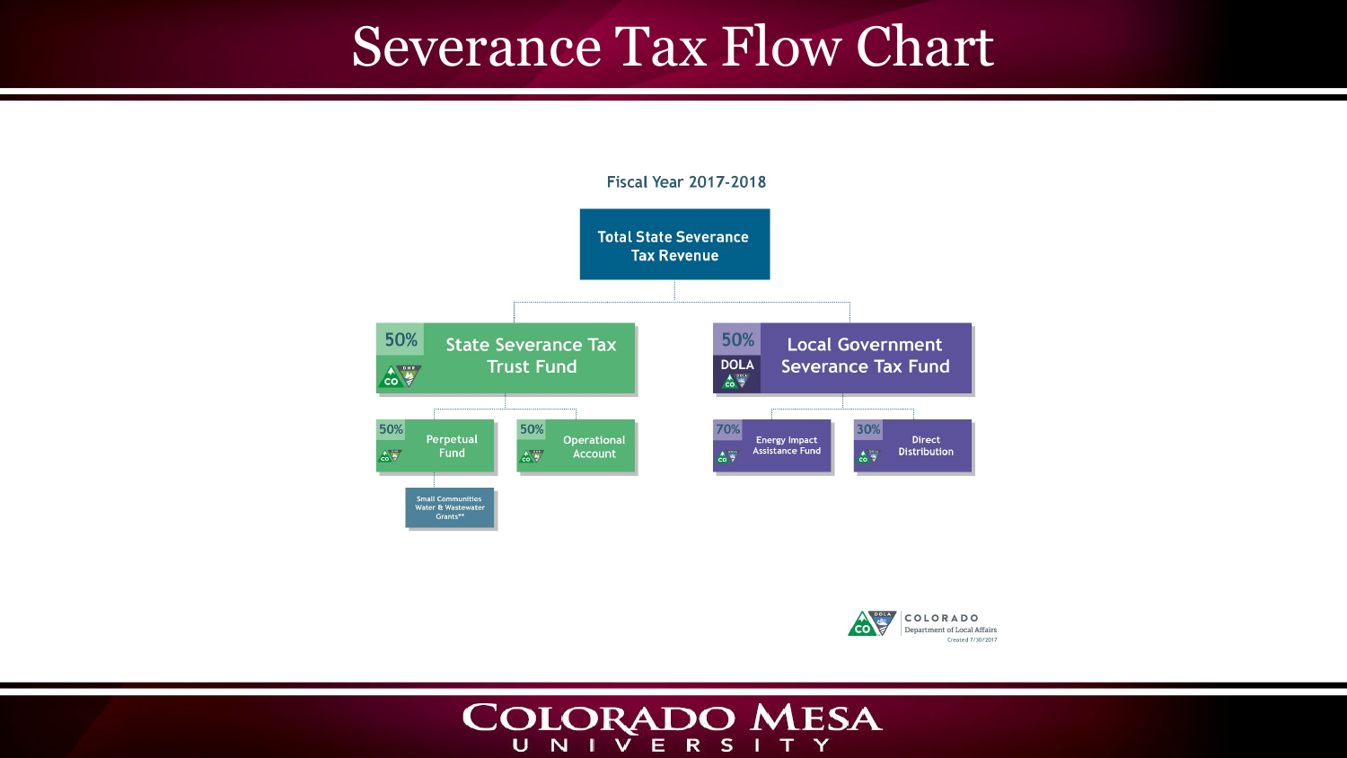# Severance Tax Flow Chart

### Fiscal Year 2017-2018

**Total State Severance Tax Revenue**

- **50% — State Severance Tax Trust Fund** (DNR)
  - **50% — Perpetual Fund**
    - Small Communities Water & Wastewater Grants**
  - **50% — Operational Account**
- **50% — Local Government Severance Tax Fund** (DOLA)
  - **70% — Energy Impact Assistance Fund**
  - **30% — Direct Distribution**

COLORADO Department of Local Affairs

Created 7/30/2017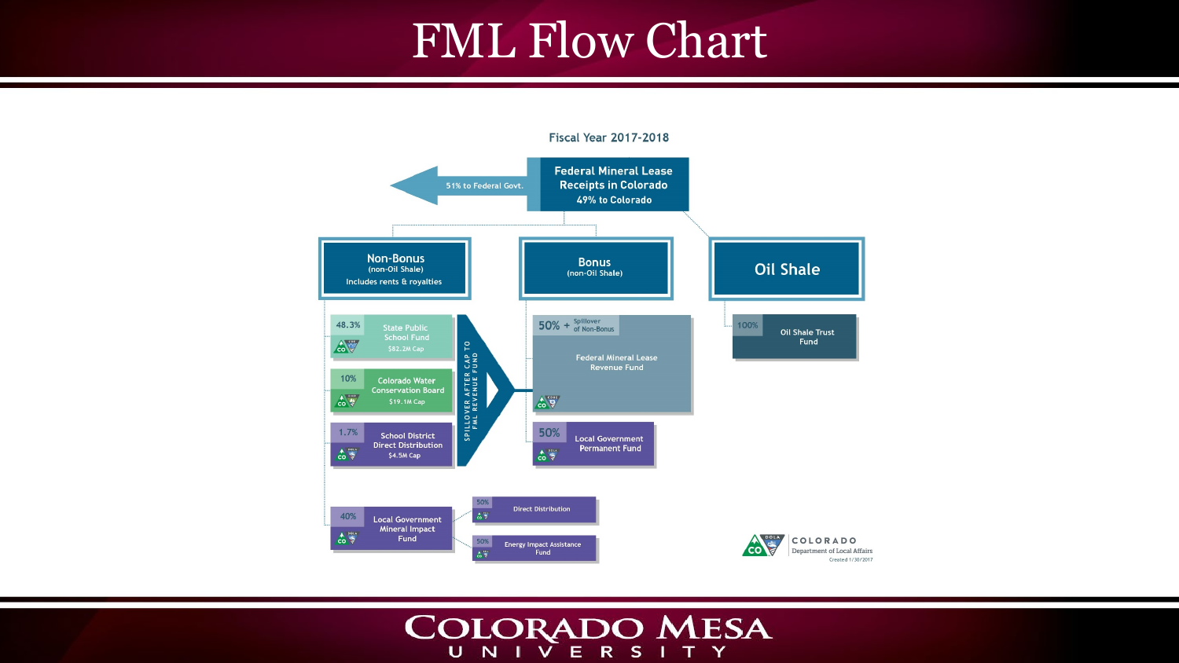# FML Flow Chart

**Fiscal Year 2017-2018**

**Federal Mineral Lease Receipts in Colorado**
49% to Colorado

51% to Federal Govt.

## Non-Bonus
(non-Oil Shale)
Includes rents & royalties

- 48.3% — State Public School Fund — $82.2M Cap
- 10% — Colorado Water Conservation Board — $19.1M Cap
- 1.7% — School District Direct Distribution — $4.5M Cap
- 40% — Local Government Mineral Impact Fund
  - 50% — Direct Distribution
  - 50% — Energy Impact Assistance Fund

SPILLOVER AFTER CAP TO FML REVENUE FUND

## Bonus
(non-Oil Shale)

- 50% + Spillover of Non-Bonus — Federal Mineral Lease Revenue Fund
- 50% — Local Government Permanent Fund

## Oil Shale

- 100% — Oil Shale Trust Fund

COLORADO Department of Local Affairs
Created 1/30/2017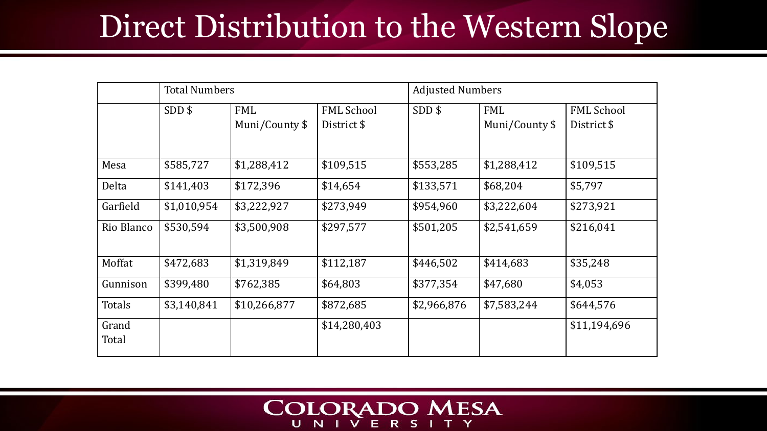# Direct Distribution to the Western Slope

| | Total Numbers | | | Adjusted Numbers | | |
|---|---|---|---|---|---|---|
| | SDD $ | FML Muni/County $ | FML School District $ | SDD $ | FML Muni/County $ | FML School District $ |
| Mesa | $585,727 | $1,288,412 | $109,515 | $553,285 | $1,288,412 | $109,515 |
| Delta | $141,403 | $172,396 | $14,654 | $133,571 | $68,204 | $5,797 |
| Garfield | $1,010,954 | $3,222,927 | $273,949 | $954,960 | $3,222,604 | $273,921 |
| Rio Blanco | $530,594 | $3,500,908 | $297,577 | $501,205 | $2,541,659 | $216,041 |
| Moffat | $472,683 | $1,319,849 | $112,187 | $446,502 | $414,683 | $35,248 |
| Gunnison | $399,480 | $762,385 | $64,803 | $377,354 | $47,680 | $4,053 |
| Totals | $3,140,841 | $10,266,877 | $872,685 | $2,966,876 | $7,583,244 | $644,576 |
| Grand Total | | | $14,280,403 | | | $11,194,696 |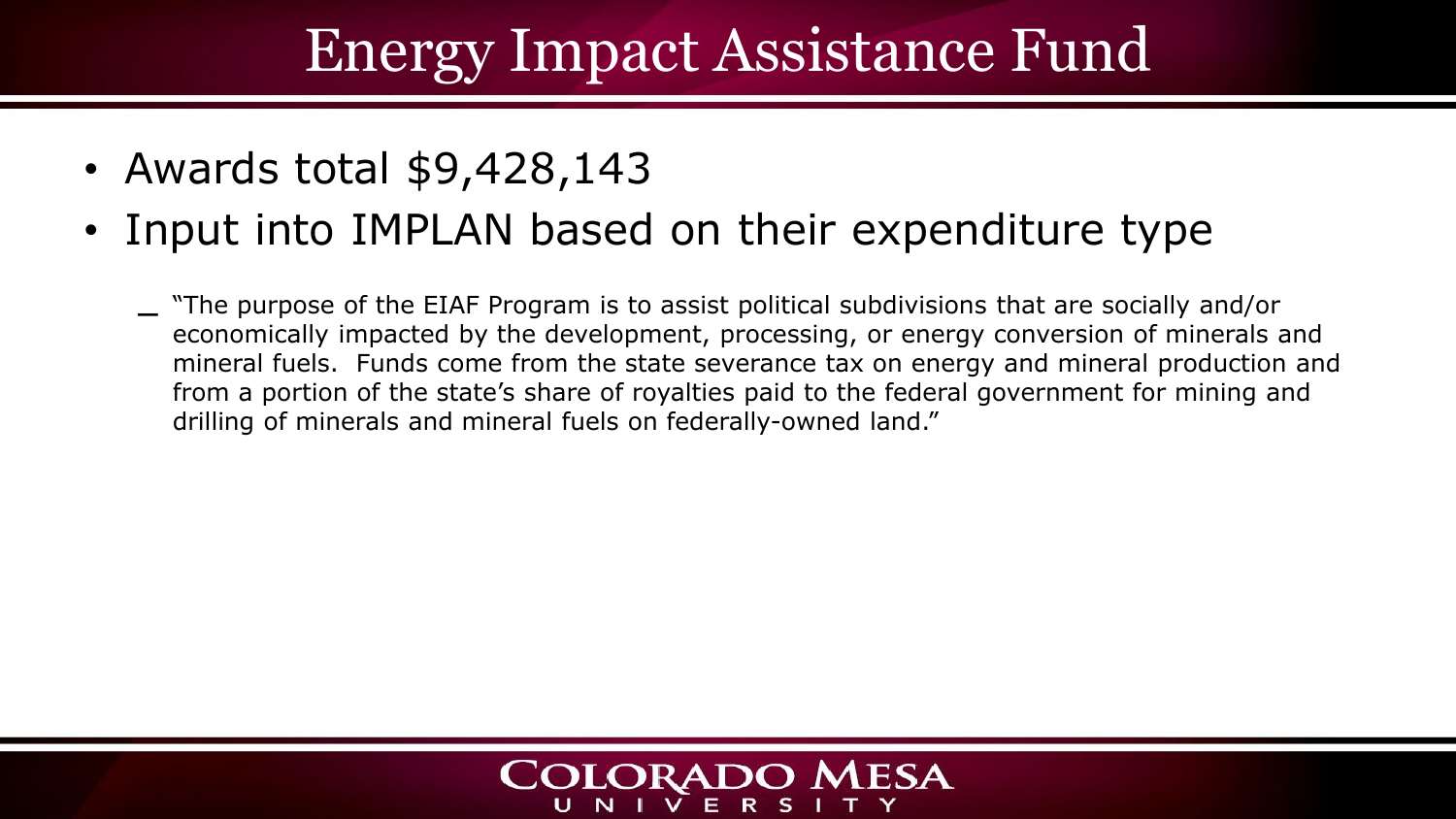# Energy Impact Assistance Fund

- Awards total $9,428,143
- Input into IMPLAN based on their expenditure type
  - "The purpose of the EIAF Program is to assist political subdivisions that are socially and/or economically impacted by the development, processing, or energy conversion of minerals and mineral fuels. Funds come from the state severance tax on energy and mineral production and from a portion of the state's share of royalties paid to the federal government for mining and drilling of minerals and mineral fuels on federally-owned land."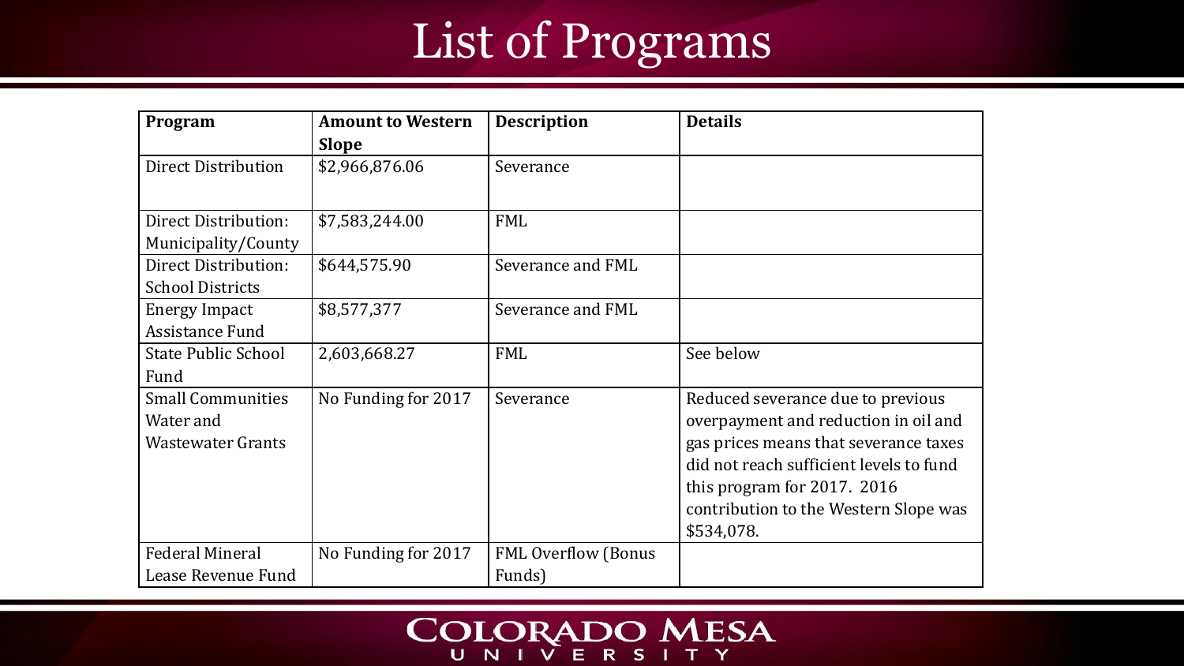# List of Programs

| Program | Amount to Western Slope | Description | Details |
| --- | --- | --- | --- |
| Direct Distribution | $2,966,876.06 | Severance | |
| Direct Distribution: Municipality/County | $7,583,244.00 | FML | |
| Direct Distribution: School Districts | $644,575.90 | Severance and FML | |
| Energy Impact Assistance Fund | $8,577,377 | Severance and FML | |
| State Public School Fund | 2,603,668.27 | FML | See below |
| Small Communities Water and Wastewater Grants | No Funding for 2017 | Severance | Reduced severance due to previous overpayment and reduction in oil and gas prices means that severance taxes did not reach sufficient levels to fund this program for 2017. 2016 contribution to the Western Slope was $534,078. |
| Federal Mineral Lease Revenue Fund | No Funding for 2017 | FML Overflow (Bonus Funds) | |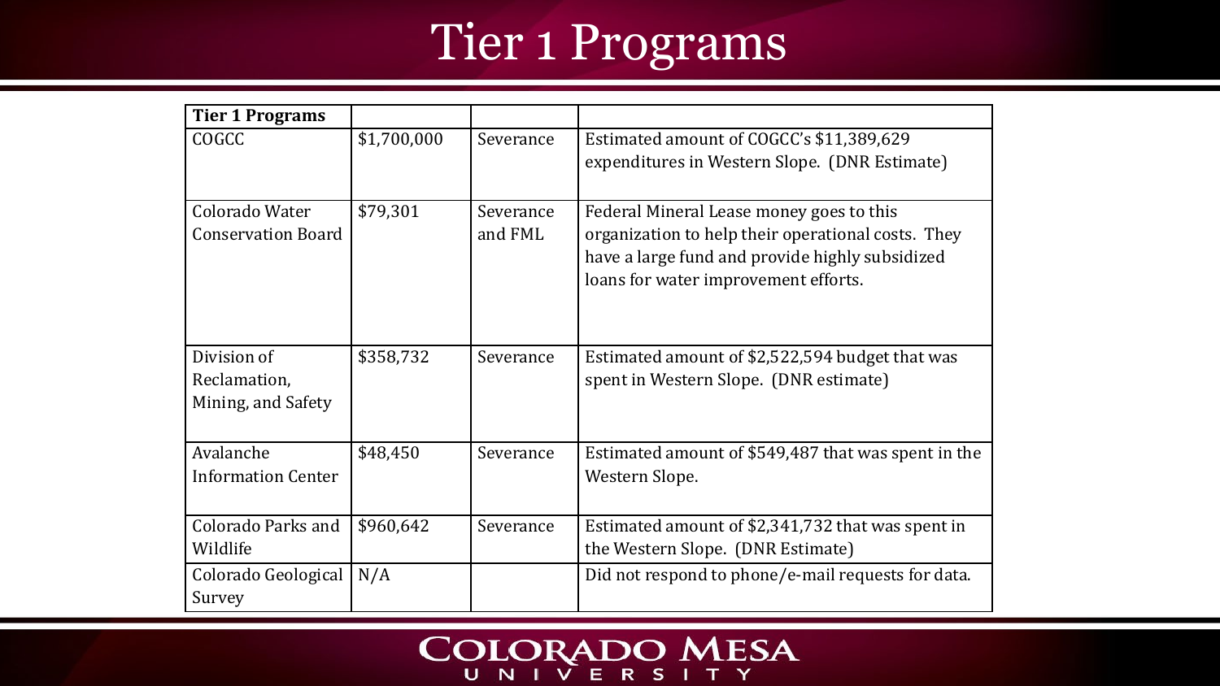# Tier 1 Programs

| Tier 1 Programs | | | |
|---|---|---|---|
| COGCC | $1,700,000 | Severance | Estimated amount of COGCC's $11,389,629 expenditures in Western Slope. (DNR Estimate) |
| Colorado Water Conservation Board | $79,301 | Severance and FML | Federal Mineral Lease money goes to this organization to help their operational costs. They have a large fund and provide highly subsidized loans for water improvement efforts. |
| Division of Reclamation, Mining, and Safety | $358,732 | Severance | Estimated amount of $2,522,594 budget that was spent in Western Slope. (DNR estimate) |
| Avalanche Information Center | $48,450 | Severance | Estimated amount of $549,487 that was spent in the Western Slope. |
| Colorado Parks and Wildlife | $960,642 | Severance | Estimated amount of $2,341,732 that was spent in the Western Slope. (DNR Estimate) |
| Colorado Geological Survey | N/A | | Did not respond to phone/e-mail requests for data. |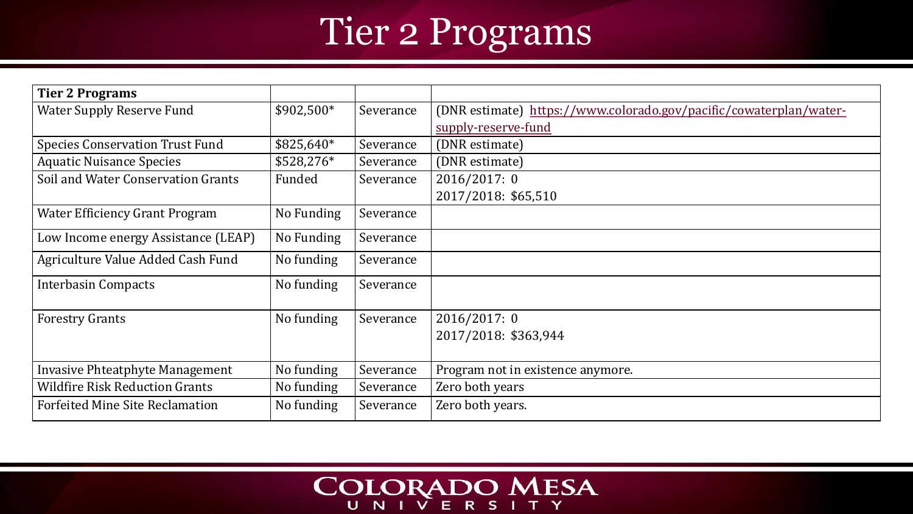# Tier 2 Programs

| Tier 2 Programs | | | |
|---|---|---|---|
| Water Supply Reserve Fund | $902,500* | Severance | (DNR estimate) https://www.colorado.gov/pacific/cowaterplan/water-supply-reserve-fund |
| Species Conservation Trust Fund | $825,640* | Severance | (DNR estimate) |
| Aquatic Nuisance Species | $528,276* | Severance | (DNR estimate) |
| Soil and Water Conservation Grants | Funded | Severance | 2016/2017: 0<br>2017/2018: $65,510 |
| Water Efficiency Grant Program | No Funding | Severance | |
| Low Income energy Assistance (LEAP) | No Funding | Severance | |
| Agriculture Value Added Cash Fund | No funding | Severance | |
| Interbasin Compacts | No funding | Severance | |
| Forestry Grants | No funding | Severance | 2016/2017: 0<br>2017/2018: $363,944 |
| Invasive Phteatphyte Management | No funding | Severance | Program not in existence anymore. |
| Wildfire Risk Reduction Grants | No funding | Severance | Zero both years |
| Forfeited Mine Site Reclamation | No funding | Severance | Zero both years. |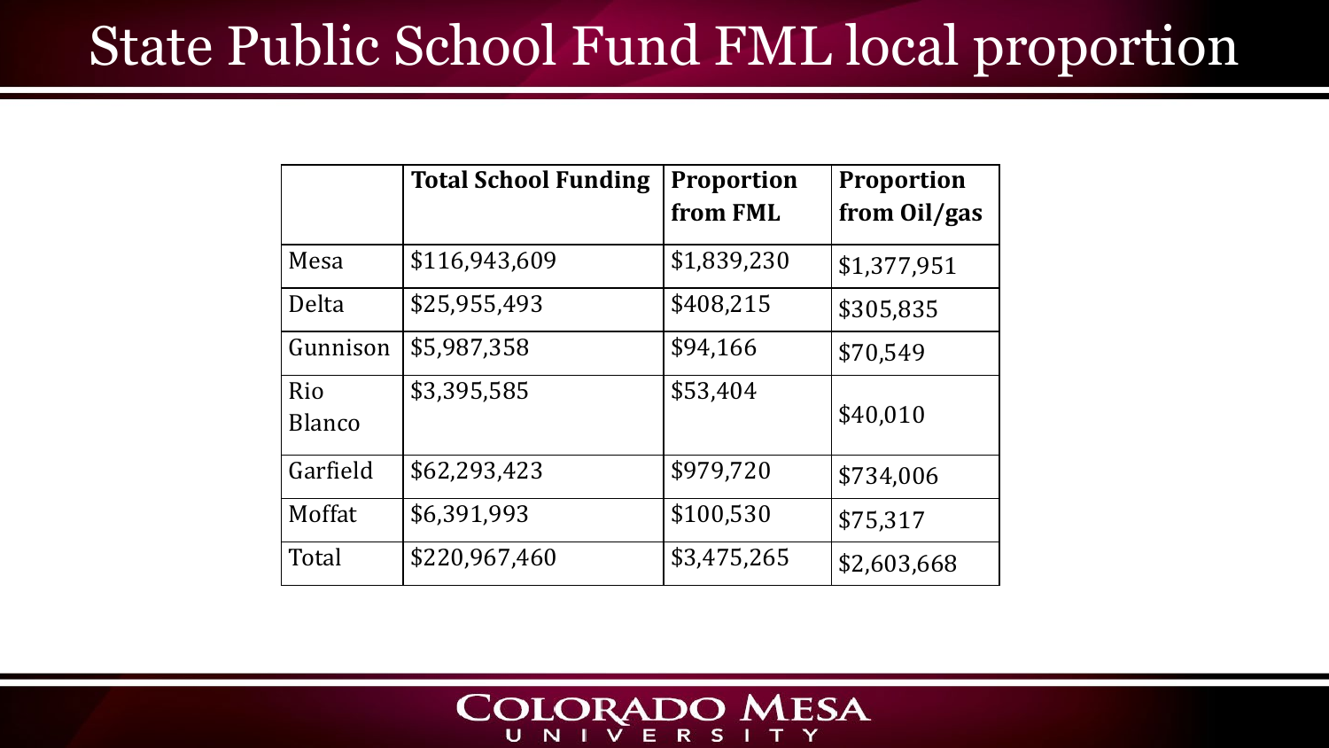# State Public School Fund FML local proportion

| | Total School Funding | Proportion from FML | Proportion from Oil/gas |
|---|---|---|---|
| Mesa | $116,943,609 | $1,839,230 | $1,377,951 |
| Delta | $25,955,493 | $408,215 | $305,835 |
| Gunnison | $5,987,358 | $94,166 | $70,549 |
| Rio Blanco | $3,395,585 | $53,404 | $40,010 |
| Garfield | $62,293,423 | $979,720 | $734,006 |
| Moffat | $6,391,993 | $100,530 | $75,317 |
| Total | $220,967,460 | $3,475,265 | $2,603,668 |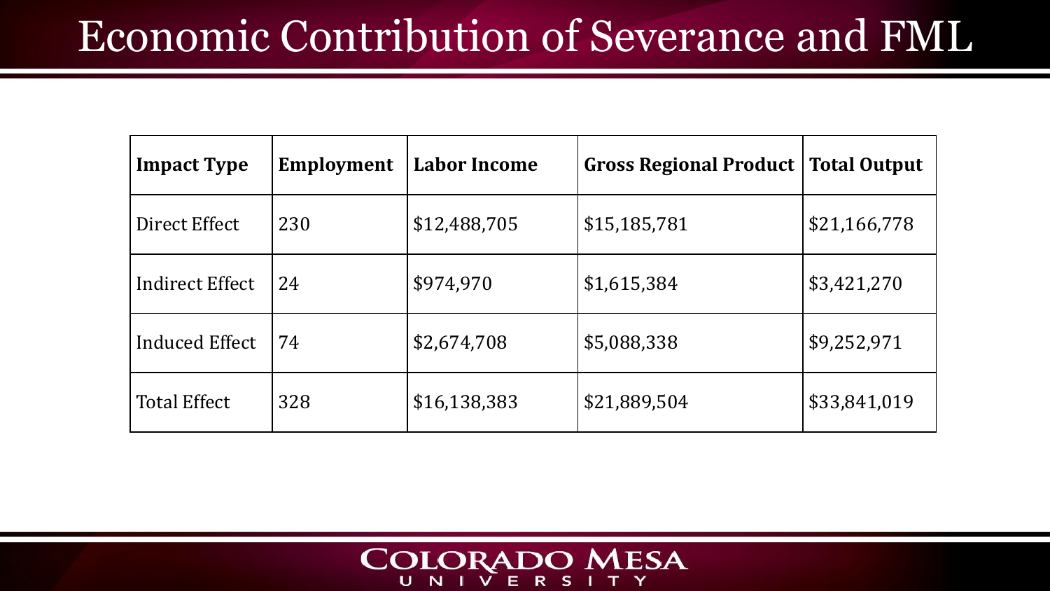# Economic Contribution of Severance and FML

| Impact Type | Employment | Labor Income | Gross Regional Product | Total Output |
|---|---|---|---|---|
| Direct Effect | 230 | $12,488,705 | $15,185,781 | $21,166,778 |
| Indirect Effect | 24 | $974,970 | $1,615,384 | $3,421,270 |
| Induced Effect | 74 | $2,674,708 | $5,088,338 | $9,252,971 |
| Total Effect | 328 | $16,138,383 | $21,889,504 | $33,841,019 |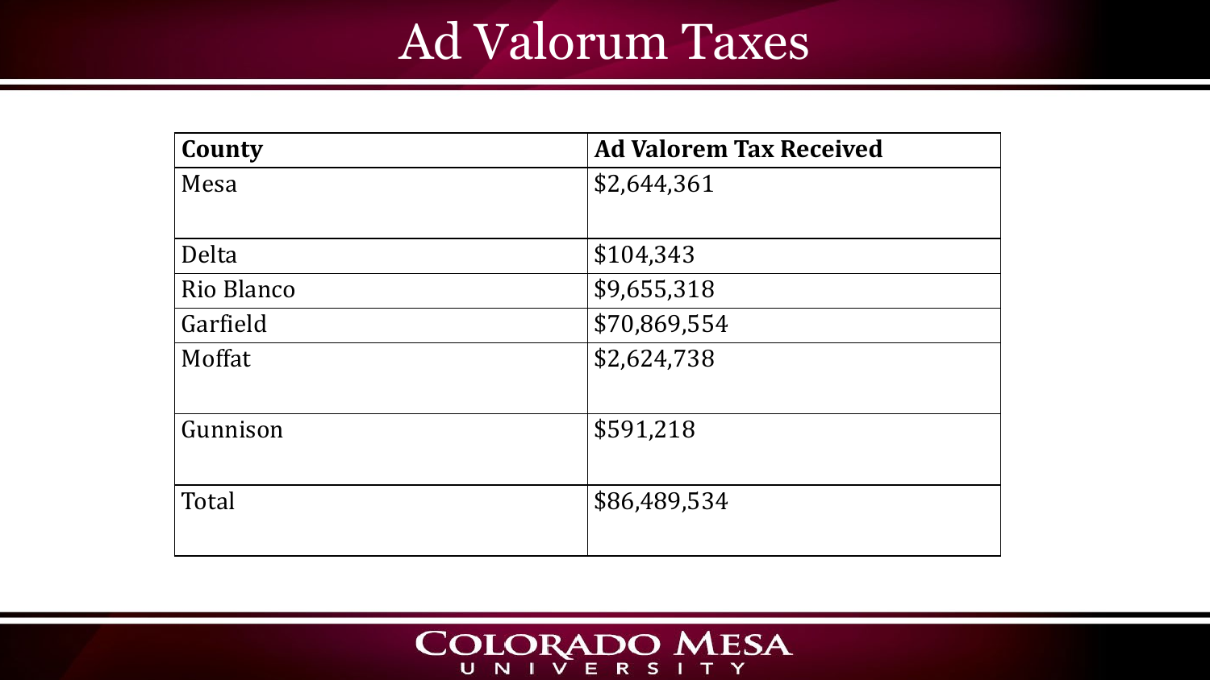# Ad Valorum Taxes

| County | Ad Valorem Tax Received |
|---|---|
| Mesa | $2,644,361 |
| Delta | $104,343 |
| Rio Blanco | $9,655,318 |
| Garfield | $70,869,554 |
| Moffat | $2,624,738 |
| Gunnison | $591,218 |
| Total | $86,489,534 |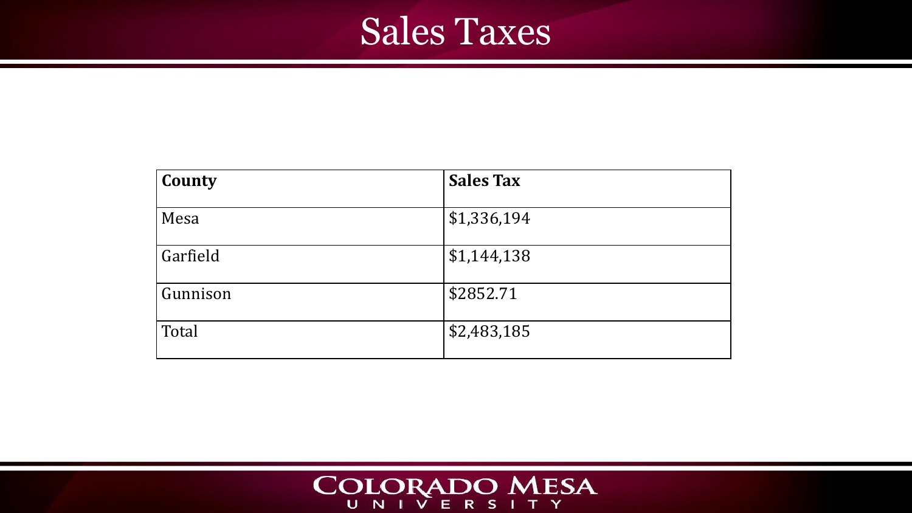# Sales Taxes

| County | Sales Tax |
| --- | --- |
| Mesa | $1,336,194 |
| Garfield | $1,144,138 |
| Gunnison | $2852.71 |
| Total | $2,483,185 |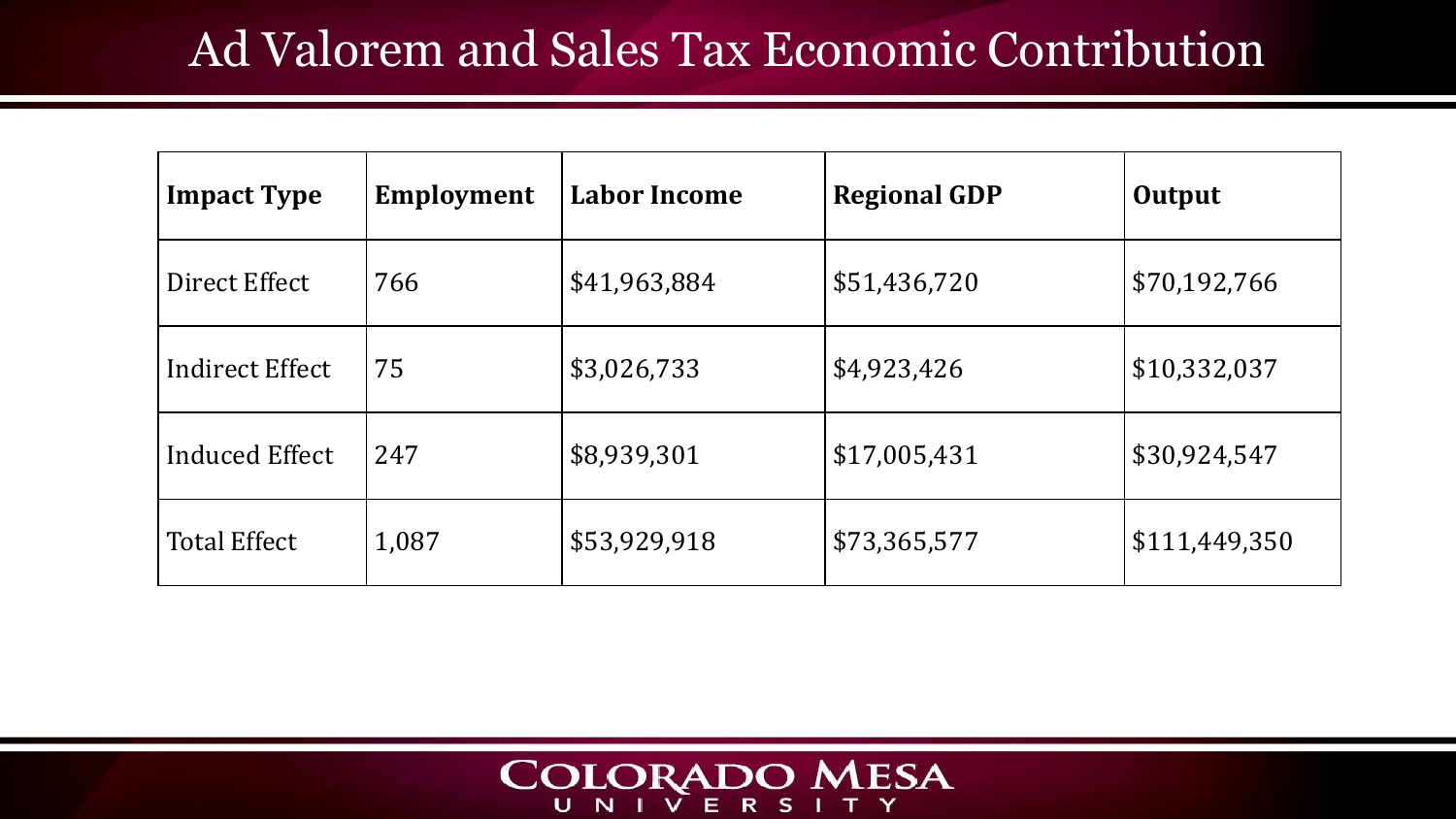# Ad Valorem and Sales Tax Economic Contribution

| Impact Type | Employment | Labor Income | Regional GDP | Output |
|---|---|---|---|---|
| Direct Effect | 766 | $41,963,884 | $51,436,720 | $70,192,766 |
| Indirect Effect | 75 | $3,026,733 | $4,923,426 | $10,332,037 |
| Induced Effect | 247 | $8,939,301 | $17,005,431 | $30,924,547 |
| Total Effect | 1,087 | $53,929,918 | $73,365,577 | $111,449,350 |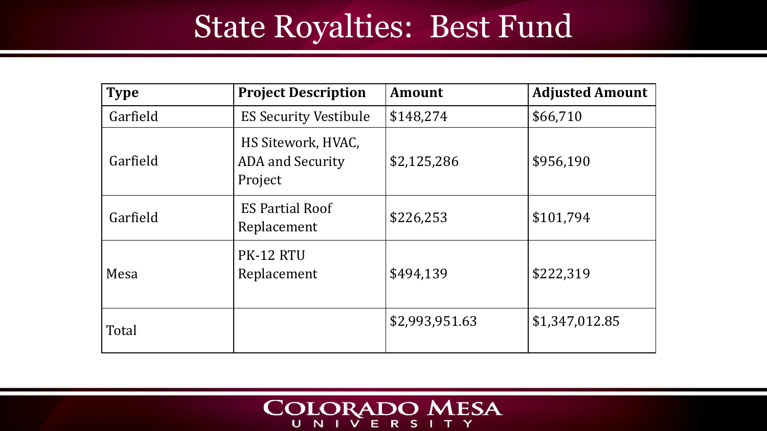# State Royalties: Best Fund

| Type | Project Description | Amount | Adjusted Amount |
| --- | --- | --- | --- |
| Garfield | ES Security Vestibule | $148,274 | $66,710 |
| Garfield | HS Sitework, HVAC, ADA and Security Project | $2,125,286 | $956,190 |
| Garfield | ES Partial Roof Replacement | $226,253 | $101,794 |
| Mesa | PK-12 RTU Replacement | $494,139 | $222,319 |
| Total | | $2,993,951.63 | $1,347,012.85 |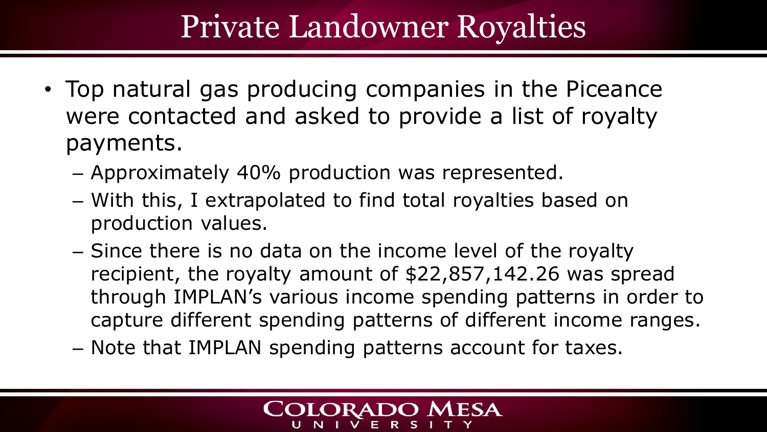# Private Landowner Royalties

- Top natural gas producing companies in the Piceance were contacted and asked to provide a list of royalty payments.
  - Approximately 40% production was represented.
  - With this, I extrapolated to find total royalties based on production values.
  - Since there is no data on the income level of the royalty recipient, the royalty amount of $22,857,142.26 was spread through IMPLAN's various income spending patterns in order to capture different spending patterns of different income ranges.
  - Note that IMPLAN spending patterns account for taxes.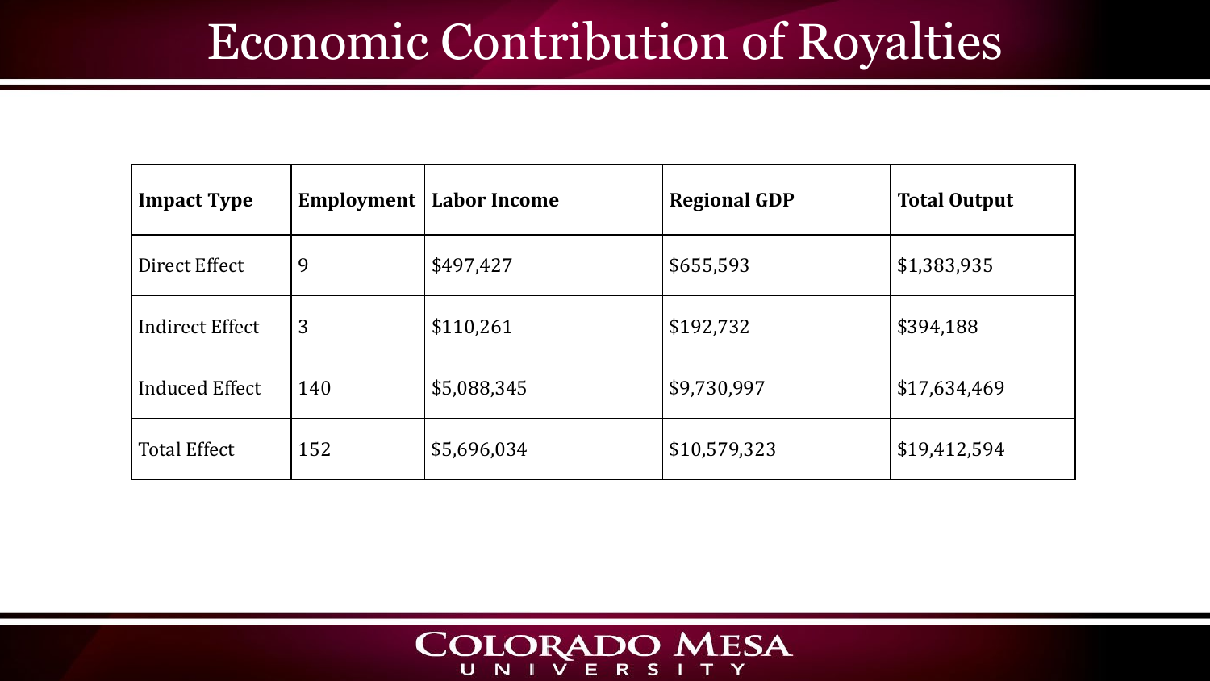# Economic Contribution of Royalties

| Impact Type | Employment | Labor Income | Regional GDP | Total Output |
|---|---|---|---|---|
| Direct Effect | 9 | $497,427 | $655,593 | $1,383,935 |
| Indirect Effect | 3 | $110,261 | $192,732 | $394,188 |
| Induced Effect | 140 | $5,088,345 | $9,730,997 | $17,634,469 |
| Total Effect | 152 | $5,696,034 | $10,579,323 | $19,412,594 |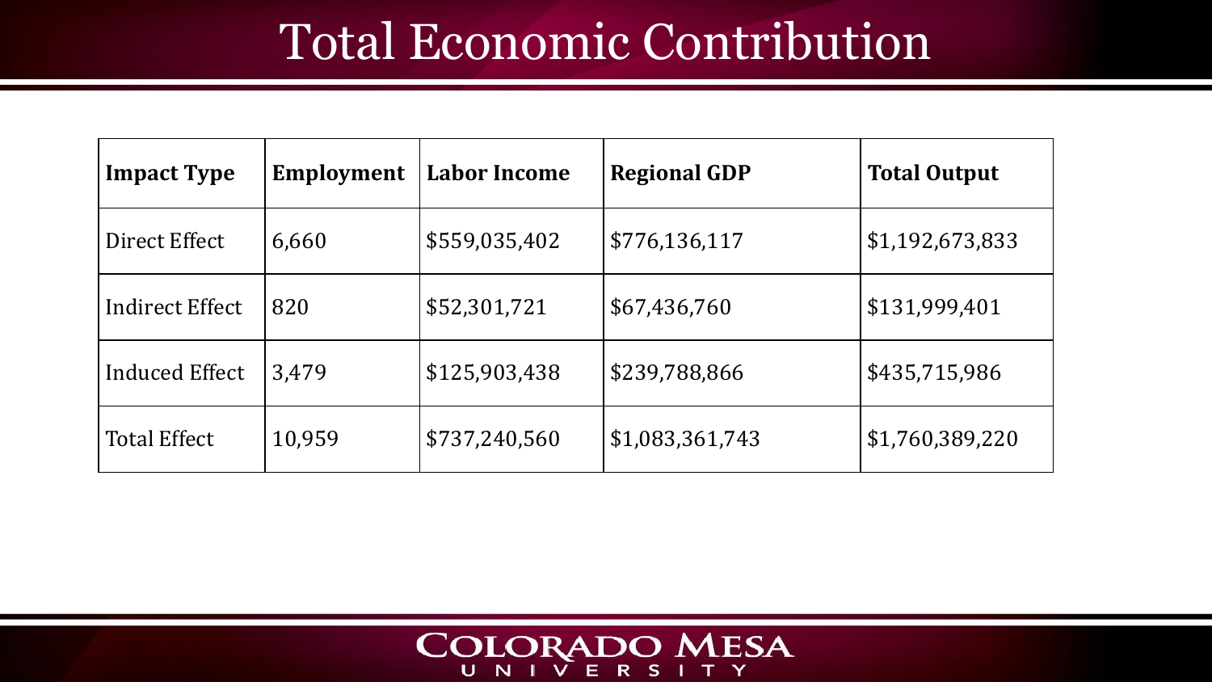# Total Economic Contribution

| Impact Type | Employment | Labor Income | Regional GDP | Total Output |
|---|---|---|---|---|
| Direct Effect | 6,660 | $559,035,402 | $776,136,117 | $1,192,673,833 |
| Indirect Effect | 820 | $52,301,721 | $67,436,760 | $131,999,401 |
| Induced Effect | 3,479 | $125,903,438 | $239,788,866 | $435,715,986 |
| Total Effect | 10,959 | $737,240,560 | $1,083,361,743 | $1,760,389,220 |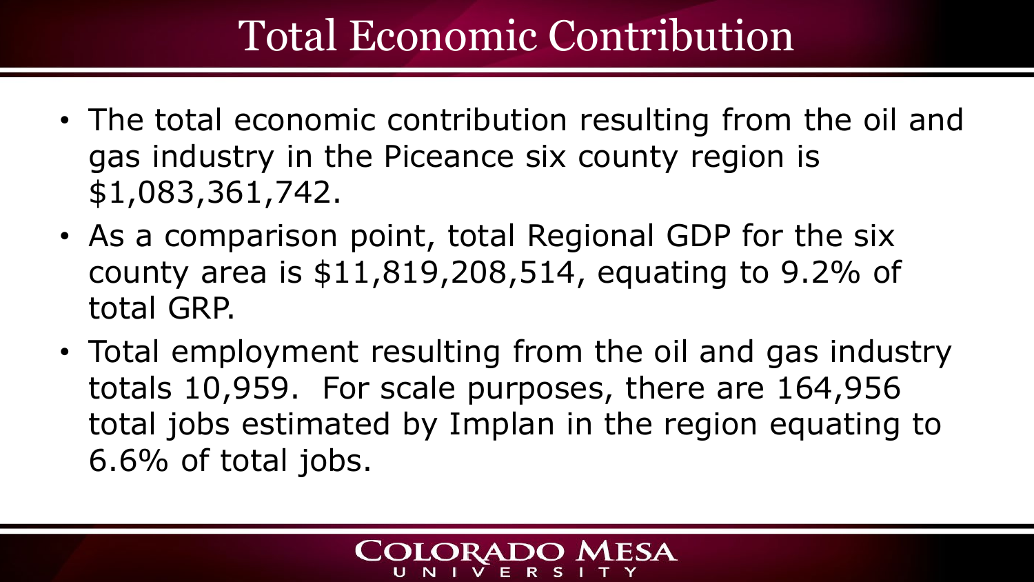# Total Economic Contribution

- The total economic contribution resulting from the oil and gas industry in the Piceance six county region is $1,083,361,742.
- As a comparison point, total Regional GDP for the six county area is $11,819,208,514, equating to 9.2% of total GRP.
- Total employment resulting from the oil and gas industry totals 10,959. For scale purposes, there are 164,956 total jobs estimated by Implan in the region equating to 6.6% of total jobs.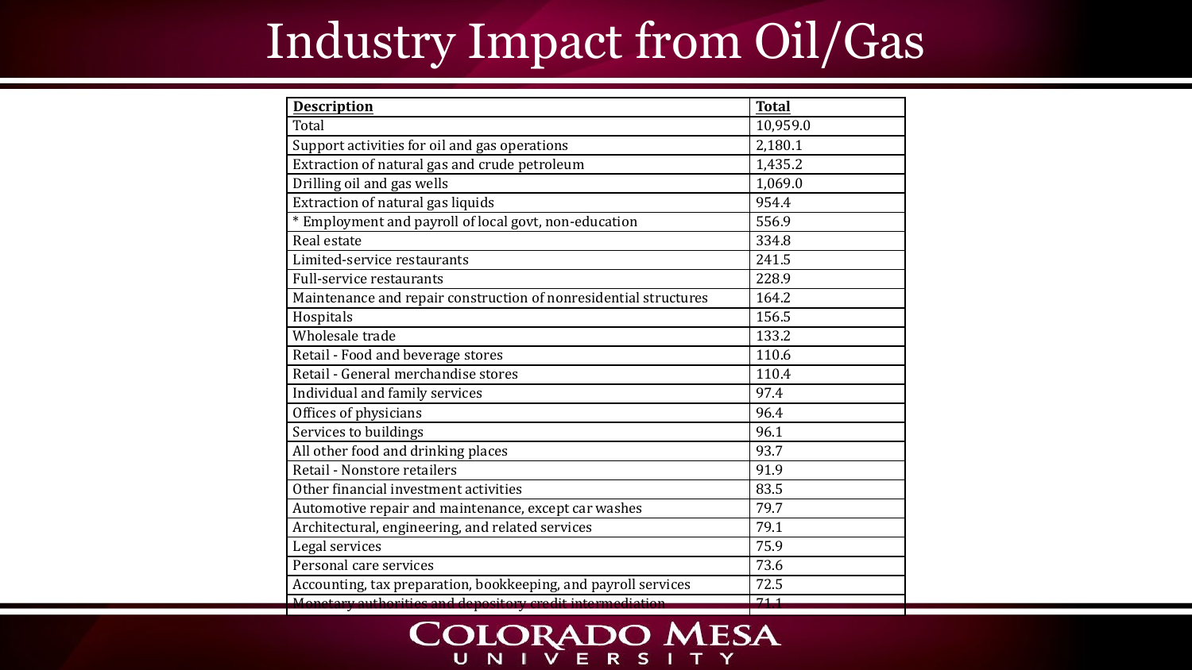# Industry Impact from Oil/Gas

| Description | Total |
|---|---|
| Total | 10,959.0 |
| Support activities for oil and gas operations | 2,180.1 |
| Extraction of natural gas and crude petroleum | 1,435.2 |
| Drilling oil and gas wells | 1,069.0 |
| Extraction of natural gas liquids | 954.4 |
| * Employment and payroll of local govt, non-education | 556.9 |
| Real estate | 334.8 |
| Limited-service restaurants | 241.5 |
| Full-service restaurants | 228.9 |
| Maintenance and repair construction of nonresidential structures | 164.2 |
| Hospitals | 156.5 |
| Wholesale trade | 133.2 |
| Retail - Food and beverage stores | 110.6 |
| Retail - General merchandise stores | 110.4 |
| Individual and family services | 97.4 |
| Offices of physicians | 96.4 |
| Services to buildings | 96.1 |
| All other food and drinking places | 93.7 |
| Retail - Nonstore retailers | 91.9 |
| Other financial investment activities | 83.5 |
| Automotive repair and maintenance, except car washes | 79.7 |
| Architectural, engineering, and related services | 79.1 |
| Legal services | 75.9 |
| Personal care services | 73.6 |
| Accounting, tax preparation, bookkeeping, and payroll services | 72.5 |
| Monetary authorities and depository credit intermediation | 71.1 |